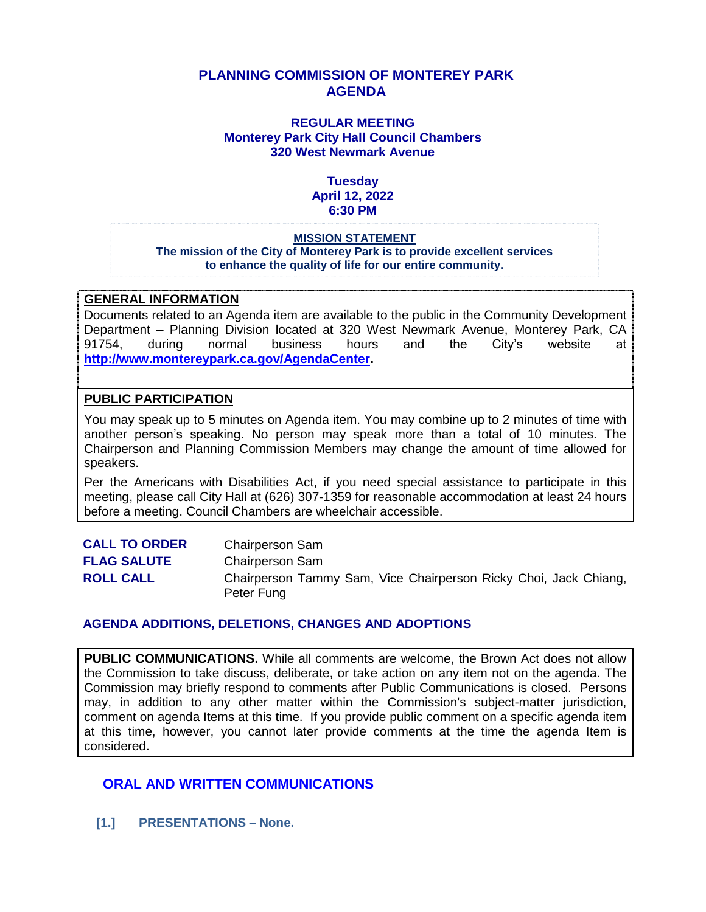# PLANNING COMMISSION OF MONTEREY PARK
# AGENDA

**REGULAR MEETING**
**Monterey Park City Hall Council Chambers**
**320 West Newmark Avenue**

**Tuesday**
**April 12, 2022**
**6:30 PM**

**MISSION STATEMENT**
**The mission of the City of Monterey Park is to provide excellent services to enhance the quality of life for our entire community.**

## GENERAL INFORMATION

Documents related to an Agenda item are available to the public in the Community Development Department – Planning Division located at 320 West Newmark Avenue, Monterey Park, CA 91754, during normal business hours and the City's website at **http://www.montereypark.ca.gov/AgendaCenter.**

## PUBLIC PARTICIPATION

You may speak up to 5 minutes on Agenda item. You may combine up to 2 minutes of time with another person's speaking. No person may speak more than a total of 10 minutes. The Chairperson and Planning Commission Members may change the amount of time allowed for speakers.

Per the Americans with Disabilities Act, if you need special assistance to participate in this meeting, please call City Hall at (626) 307-1359 for reasonable accommodation at least 24 hours before a meeting. Council Chambers are wheelchair accessible.

**CALL TO ORDER** Chairperson Sam

**FLAG SALUTE** Chairperson Sam

**ROLL CALL** Chairperson Tammy Sam, Vice Chairperson Ricky Choi, Jack Chiang, Peter Fung

## AGENDA ADDITIONS, DELETIONS, CHANGES AND ADOPTIONS

**PUBLIC COMMUNICATIONS.** While all comments are welcome, the Brown Act does not allow the Commission to take discuss, deliberate, or take action on any item not on the agenda. The Commission may briefly respond to comments after Public Communications is closed. Persons may, in addition to any other matter within the Commission's subject-matter jurisdiction, comment on agenda Items at this time. If you provide public comment on a specific agenda item at this time, however, you cannot later provide comments at the time the agenda Item is considered.

## ORAL AND WRITTEN COMMUNICATIONS

**[1.] PRESENTATIONS – None.**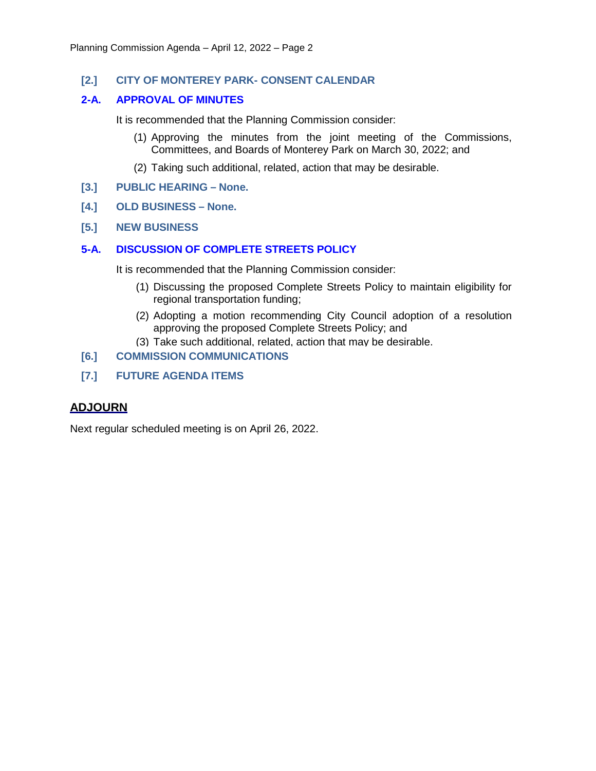## [2.] CITY OF MONTEREY PARK- CONSENT CALENDAR

### 2-A. APPROVAL OF MINUTES

It is recommended that the Planning Commission consider:

(1) Approving the minutes from the joint meeting of the Commissions, Committees, and Boards of Monterey Park on March 30, 2022; and

(2) Taking such additional, related, action that may be desirable.

## [3.] PUBLIC HEARING – None.

## [4.] OLD BUSINESS – None.

## [5.] NEW BUSINESS

### 5-A. DISCUSSION OF COMPLETE STREETS POLICY

It is recommended that the Planning Commission consider:

(1) Discussing the proposed Complete Streets Policy to maintain eligibility for regional transportation funding;

(2) Adopting a motion recommending City Council adoption of a resolution approving the proposed Complete Streets Policy; and

(3) Take such additional, related, action that may be desirable.

## [6.] COMMISSION COMMUNICATIONS

## [7.] FUTURE AGENDA ITEMS

## ADJOURN

Next regular scheduled meeting is on April 26, 2022.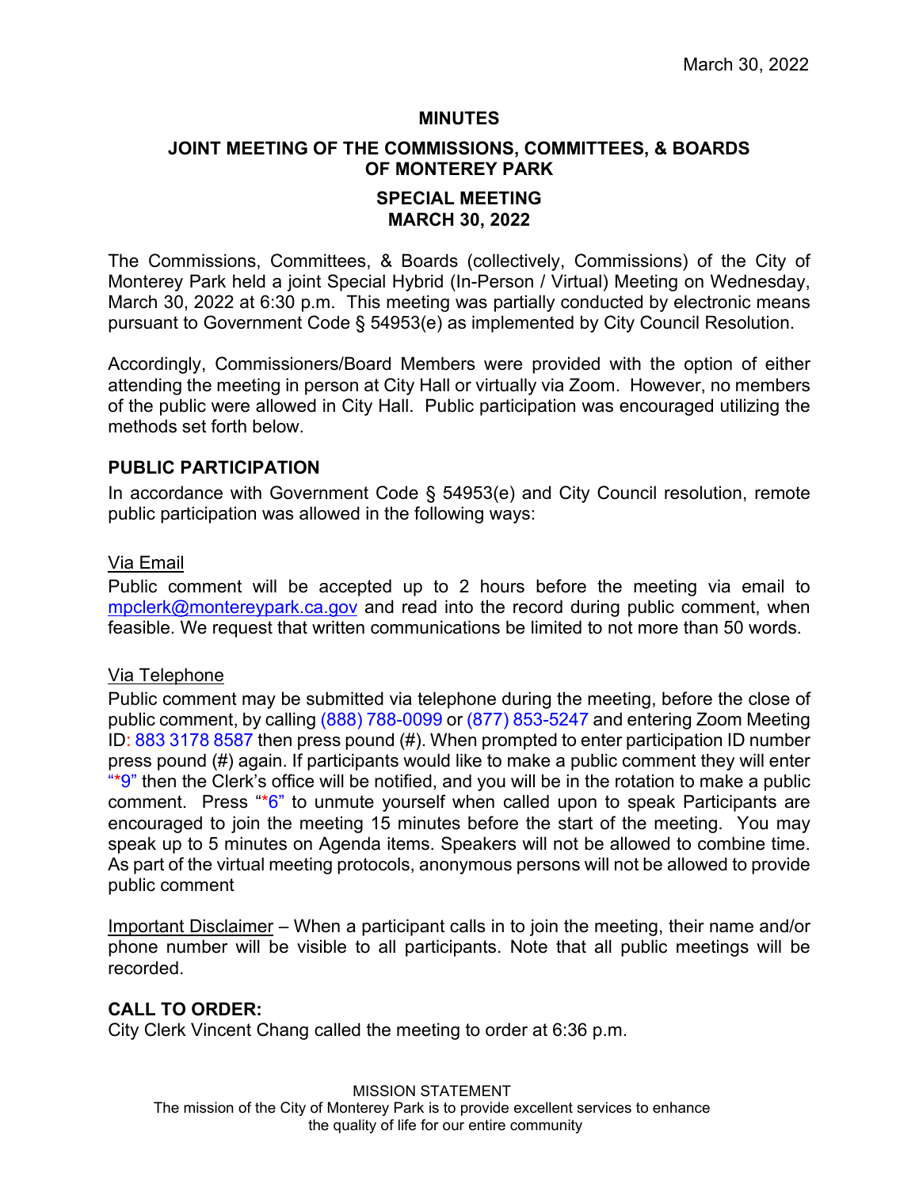March 30, 2022

**MINUTES**

**JOINT MEETING OF THE COMMISSIONS, COMMITTEES, & BOARDS OF MONTEREY PARK**

**SPECIAL MEETING**
**MARCH 30, 2022**

The Commissions, Committees, & Boards (collectively, Commissions) of the City of Monterey Park held a joint Special Hybrid (In-Person / Virtual) Meeting on Wednesday, March 30, 2022 at 6:30 p.m. This meeting was partially conducted by electronic means pursuant to Government Code § 54953(e) as implemented by City Council Resolution.

Accordingly, Commissioners/Board Members were provided with the option of either attending the meeting in person at City Hall or virtually via Zoom. However, no members of the public were allowed in City Hall. Public participation was encouraged utilizing the methods set forth below.

## PUBLIC PARTICIPATION

In accordance with Government Code § 54953(e) and City Council resolution, remote public participation was allowed in the following ways:

Via Email

Public comment will be accepted up to 2 hours before the meeting via email to mpclerk@montereypark.ca.gov and read into the record during public comment, when feasible. We request that written communications be limited to not more than 50 words.

Via Telephone

Public comment may be submitted via telephone during the meeting, before the close of public comment, by calling (888) 788-0099 or (877) 853-5247 and entering Zoom Meeting ID: 883 3178 8587 then press pound (#). When prompted to enter participation ID number press pound (#) again. If participants would like to make a public comment they will enter "*9" then the Clerk's office will be notified, and you will be in the rotation to make a public comment. Press "*6" to unmute yourself when called upon to speak Participants are encouraged to join the meeting 15 minutes before the start of the meeting. You may speak up to 5 minutes on Agenda items. Speakers will not be allowed to combine time. As part of the virtual meeting protocols, anonymous persons will not be allowed to provide public comment

Important Disclaimer – When a participant calls in to join the meeting, their name and/or phone number will be visible to all participants. Note that all public meetings will be recorded.

## CALL TO ORDER:

City Clerk Vincent Chang called the meeting to order at 6:36 p.m.

MISSION STATEMENT
The mission of the City of Monterey Park is to provide excellent services to enhance the quality of life for our entire community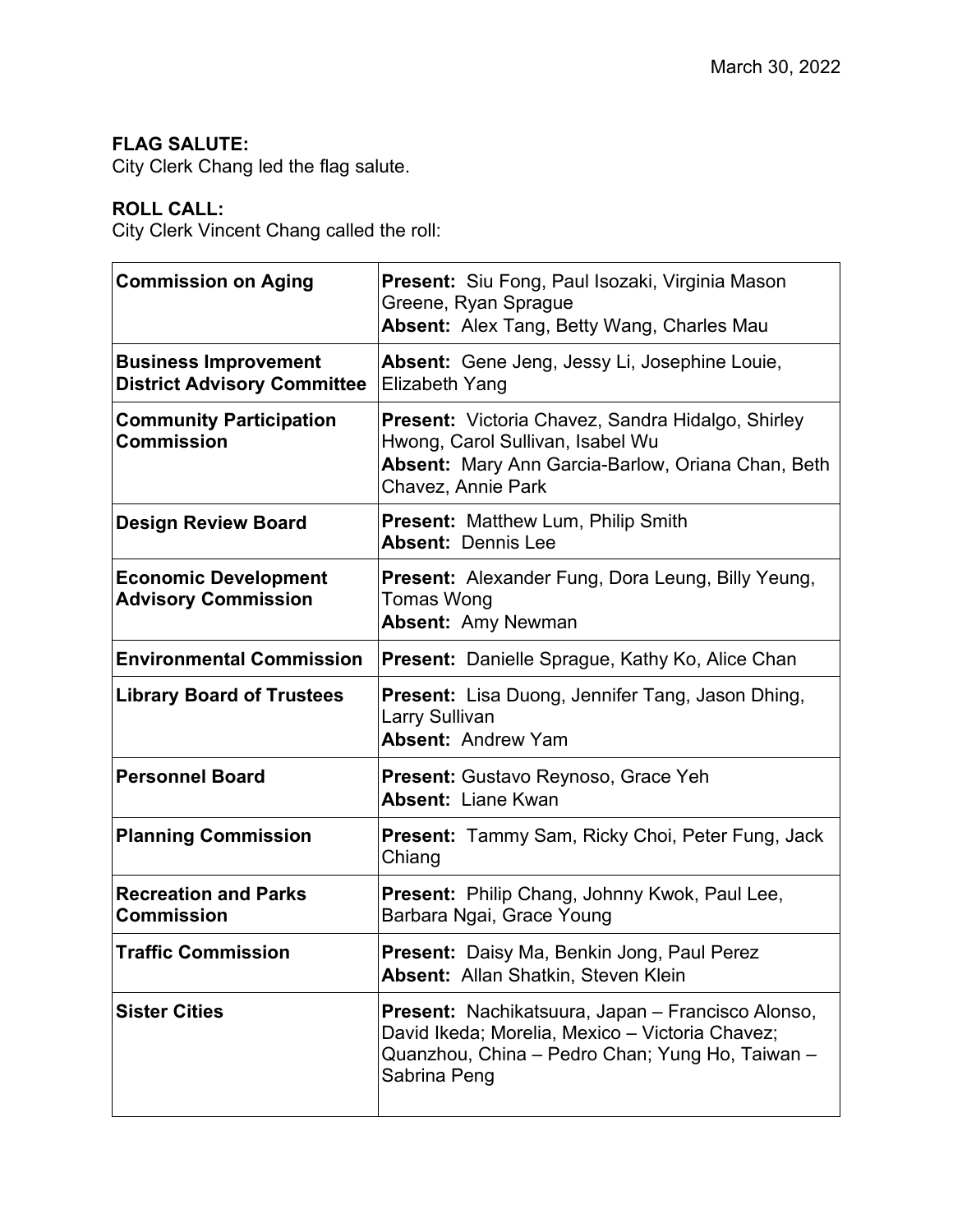March 30, 2022

**FLAG SALUTE:**
City Clerk Chang led the flag salute.

**ROLL CALL:**
City Clerk Vincent Chang called the roll:

| | |
|---|---|
| **Commission on Aging** | **Present:** Siu Fong, Paul Isozaki, Virginia Mason Greene, Ryan Sprague<br>**Absent:** Alex Tang, Betty Wang, Charles Mau |
| **Business Improvement District Advisory Committee** | **Absent:** Gene Jeng, Jessy Li, Josephine Louie, Elizabeth Yang |
| **Community Participation Commission** | **Present:** Victoria Chavez, Sandra Hidalgo, Shirley Hwong, Carol Sullivan, Isabel Wu<br>**Absent:** Mary Ann Garcia-Barlow, Oriana Chan, Beth Chavez, Annie Park |
| **Design Review Board** | **Present:** Matthew Lum, Philip Smith<br>**Absent:** Dennis Lee |
| **Economic Development Advisory Commission** | **Present:** Alexander Fung, Dora Leung, Billy Yeung, Tomas Wong<br>**Absent:** Amy Newman |
| **Environmental Commission** | **Present:** Danielle Sprague, Kathy Ko, Alice Chan |
| **Library Board of Trustees** | **Present:** Lisa Duong, Jennifer Tang, Jason Dhing, Larry Sullivan<br>**Absent:** Andrew Yam |
| **Personnel Board** | **Present:** Gustavo Reynoso, Grace Yeh<br>**Absent:** Liane Kwan |
| **Planning Commission** | **Present:** Tammy Sam, Ricky Choi, Peter Fung, Jack Chiang |
| **Recreation and Parks Commission** | **Present:** Philip Chang, Johnny Kwok, Paul Lee, Barbara Ngai, Grace Young |
| **Traffic Commission** | **Present:** Daisy Ma, Benkin Jong, Paul Perez<br>**Absent:** Allan Shatkin, Steven Klein |
| **Sister Cities** | **Present:** Nachikatsuura, Japan – Francisco Alonso, David Ikeda; Morelia, Mexico – Victoria Chavez; Quanzhou, China – Pedro Chan; Yung Ho, Taiwan – Sabrina Peng |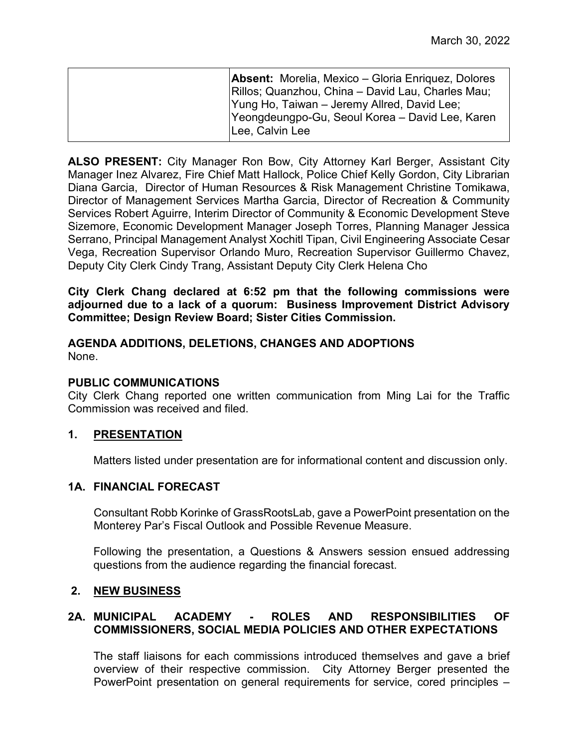|  | **Absent:** Morelia, Mexico – Gloria Enriquez, Dolores Rillos; Quanzhou, China – David Lau, Charles Mau; Yung Ho, Taiwan – Jeremy Allred, David Lee; Yeongdeungpo-Gu, Seoul Korea – David Lee, Karen Lee, Calvin Lee |
|---|---|

**ALSO PRESENT:** City Manager Ron Bow, City Attorney Karl Berger, Assistant City Manager Inez Alvarez, Fire Chief Matt Hallock, Police Chief Kelly Gordon, City Librarian Diana Garcia, Director of Human Resources & Risk Management Christine Tomikawa, Director of Management Services Martha Garcia, Director of Recreation & Community Services Robert Aguirre, Interim Director of Community & Economic Development Steve Sizemore, Economic Development Manager Joseph Torres, Planning Manager Jessica Serrano, Principal Management Analyst Xochitl Tipan, Civil Engineering Associate Cesar Vega, Recreation Supervisor Orlando Muro, Recreation Supervisor Guillermo Chavez, Deputy City Clerk Cindy Trang, Assistant Deputy City Clerk Helena Cho

**City Clerk Chang declared at 6:52 pm that the following commissions were adjourned due to a lack of a quorum: Business Improvement District Advisory Committee; Design Review Board; Sister Cities Commission.**

**AGENDA ADDITIONS, DELETIONS, CHANGES AND ADOPTIONS**
None.

**PUBLIC COMMUNICATIONS**
City Clerk Chang reported one written communication from Ming Lai for the Traffic Commission was received and filed.

## 1. PRESENTATION

Matters listed under presentation are for informational content and discussion only.

### 1A. FINANCIAL FORECAST

Consultant Robb Korinke of GrassRootsLab, gave a PowerPoint presentation on the Monterey Par's Fiscal Outlook and Possible Revenue Measure.

Following the presentation, a Questions & Answers session ensued addressing questions from the audience regarding the financial forecast.

## 2. NEW BUSINESS

### 2A. MUNICIPAL ACADEMY - ROLES AND RESPONSIBILITIES OF COMMISSIONERS, SOCIAL MEDIA POLICIES AND OTHER EXPECTATIONS

The staff liaisons for each commissions introduced themselves and gave a brief overview of their respective commission. City Attorney Berger presented the PowerPoint presentation on general requirements for service, cored principles –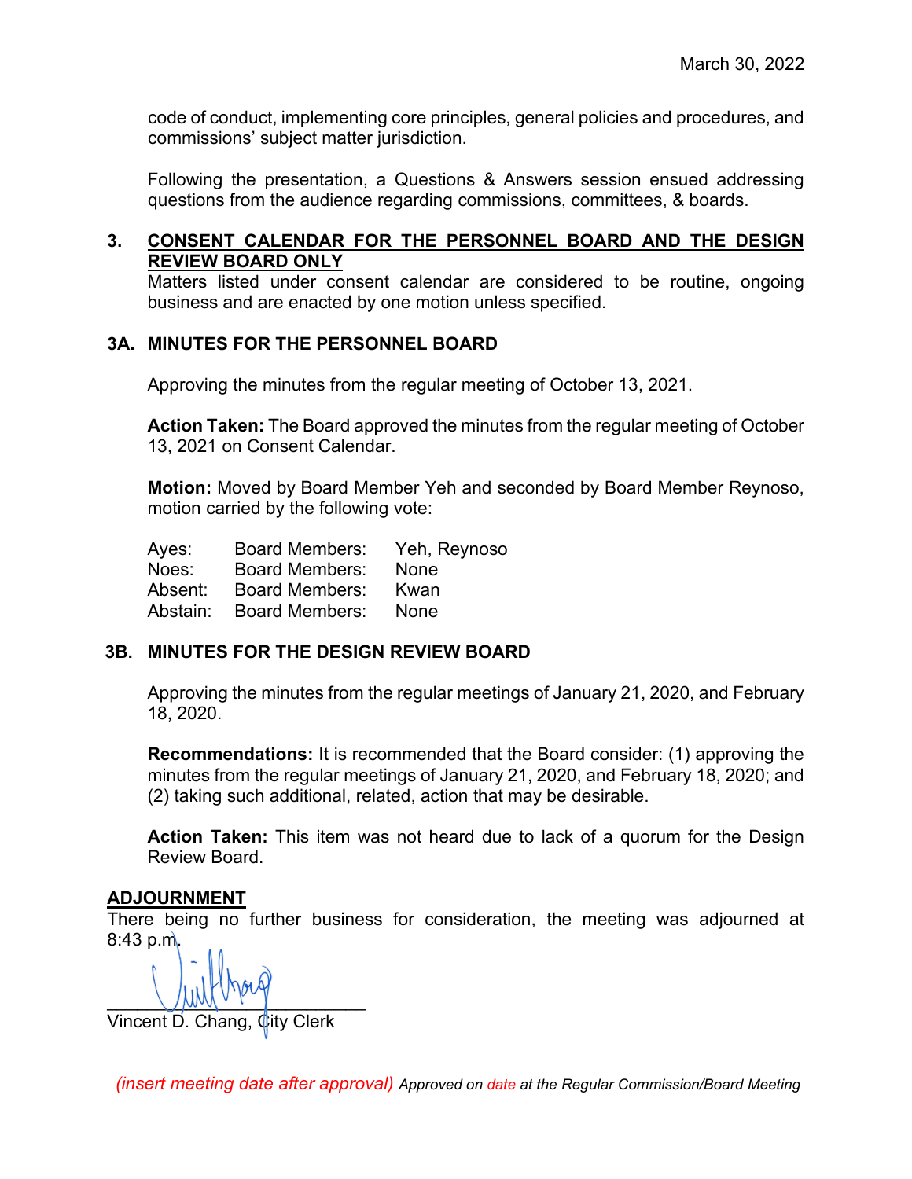code of conduct, implementing core principles, general policies and procedures, and commissions' subject matter jurisdiction.

Following the presentation, a Questions & Answers session ensued addressing questions from the audience regarding commissions, committees, & boards.

## 3. CONSENT CALENDAR FOR THE PERSONNEL BOARD AND THE DESIGN REVIEW BOARD ONLY

Matters listed under consent calendar are considered to be routine, ongoing business and are enacted by one motion unless specified.

### 3A. MINUTES FOR THE PERSONNEL BOARD

Approving the minutes from the regular meeting of October 13, 2021.

**Action Taken:** The Board approved the minutes from the regular meeting of October 13, 2021 on Consent Calendar.

**Motion:** Moved by Board Member Yeh and seconded by Board Member Reynoso, motion carried by the following vote:

| | | |
|---|---|---|
| Ayes: | Board Members: | Yeh, Reynoso |
| Noes: | Board Members: | None |
| Absent: | Board Members: | Kwan |
| Abstain: | Board Members: | None |

### 3B. MINUTES FOR THE DESIGN REVIEW BOARD

Approving the minutes from the regular meetings of January 21, 2020, and February 18, 2020.

**Recommendations:** It is recommended that the Board consider: (1) approving the minutes from the regular meetings of January 21, 2020, and February 18, 2020; and (2) taking such additional, related, action that may be desirable.

**Action Taken:** This item was not heard due to lack of a quorum for the Design Review Board.

## ADJOURNMENT

There being no further business for consideration, the meeting was adjourned at 8:43 p.m.

\_\_\_\_\_\_\_\_\_\_\_\_\_\_\_\_\_\_\_\_\_\_\_\_\_\_\_\_\_\_

Vincent D. Chang, City Clerk

*(insert meeting date after approval) Approved on date at the Regular Commission/Board Meeting*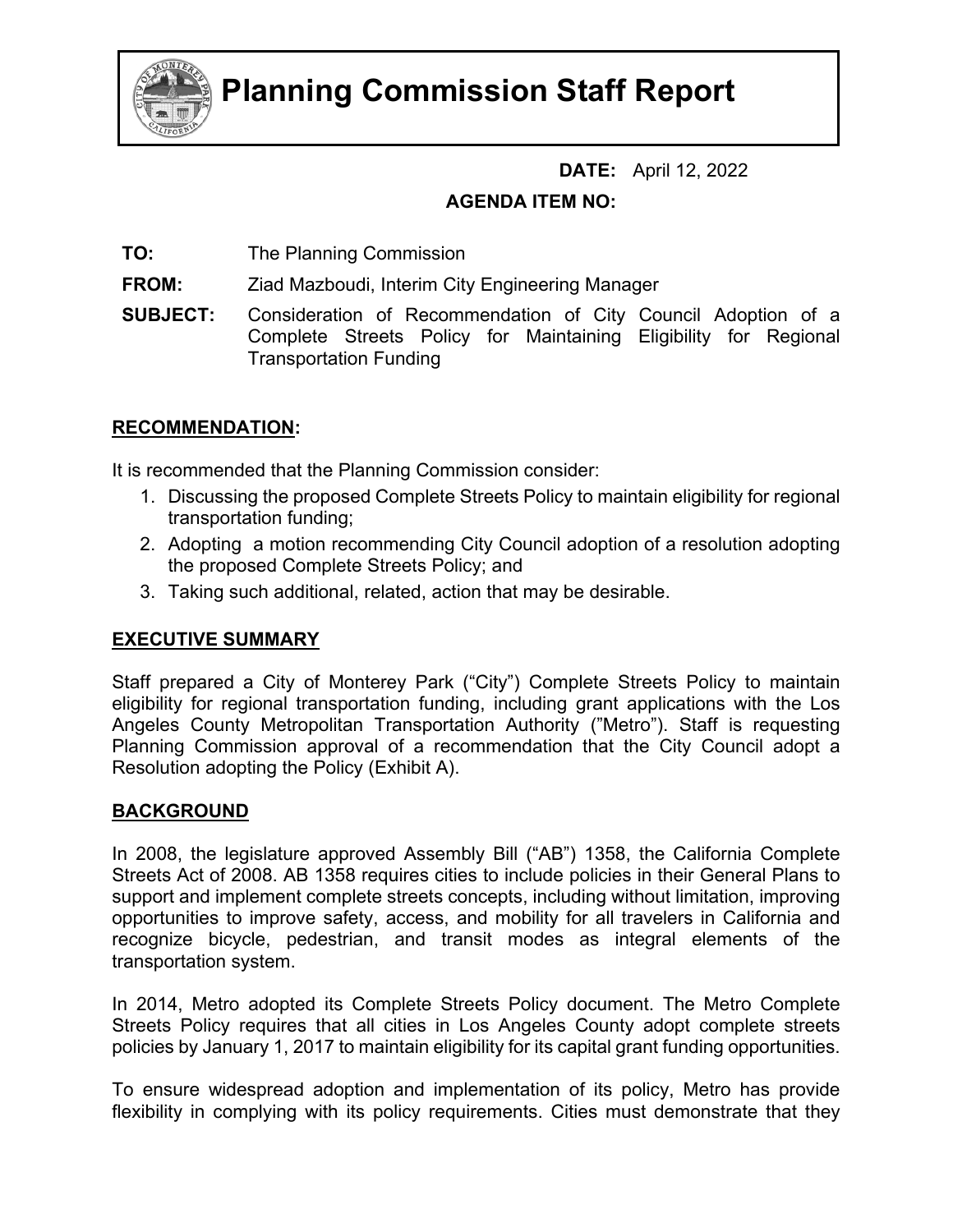# Planning Commission Staff Report

**DATE:** April 12, 2022

**AGENDA ITEM NO:**

**TO:** The Planning Commission

**FROM:** Ziad Mazboudi, Interim City Engineering Manager

**SUBJECT:** Consideration of Recommendation of City Council Adoption of a Complete Streets Policy for Maintaining Eligibility for Regional Transportation Funding

## RECOMMENDATION:

It is recommended that the Planning Commission consider:

1. Discussing the proposed Complete Streets Policy to maintain eligibility for regional transportation funding;
2. Adopting a motion recommending City Council adoption of a resolution adopting the proposed Complete Streets Policy; and
3. Taking such additional, related, action that may be desirable.

## EXECUTIVE SUMMARY

Staff prepared a City of Monterey Park ("City") Complete Streets Policy to maintain eligibility for regional transportation funding, including grant applications with the Los Angeles County Metropolitan Transportation Authority ("Metro"). Staff is requesting Planning Commission approval of a recommendation that the City Council adopt a Resolution adopting the Policy (Exhibit A).

## BACKGROUND

In 2008, the legislature approved Assembly Bill ("AB") 1358, the California Complete Streets Act of 2008. AB 1358 requires cities to include policies in their General Plans to support and implement complete streets concepts, including without limitation, improving opportunities to improve safety, access, and mobility for all travelers in California and recognize bicycle, pedestrian, and transit modes as integral elements of the transportation system.

In 2014, Metro adopted its Complete Streets Policy document. The Metro Complete Streets Policy requires that all cities in Los Angeles County adopt complete streets policies by January 1, 2017 to maintain eligibility for its capital grant funding opportunities.

To ensure widespread adoption and implementation of its policy, Metro has provide flexibility in complying with its policy requirements. Cities must demonstrate that they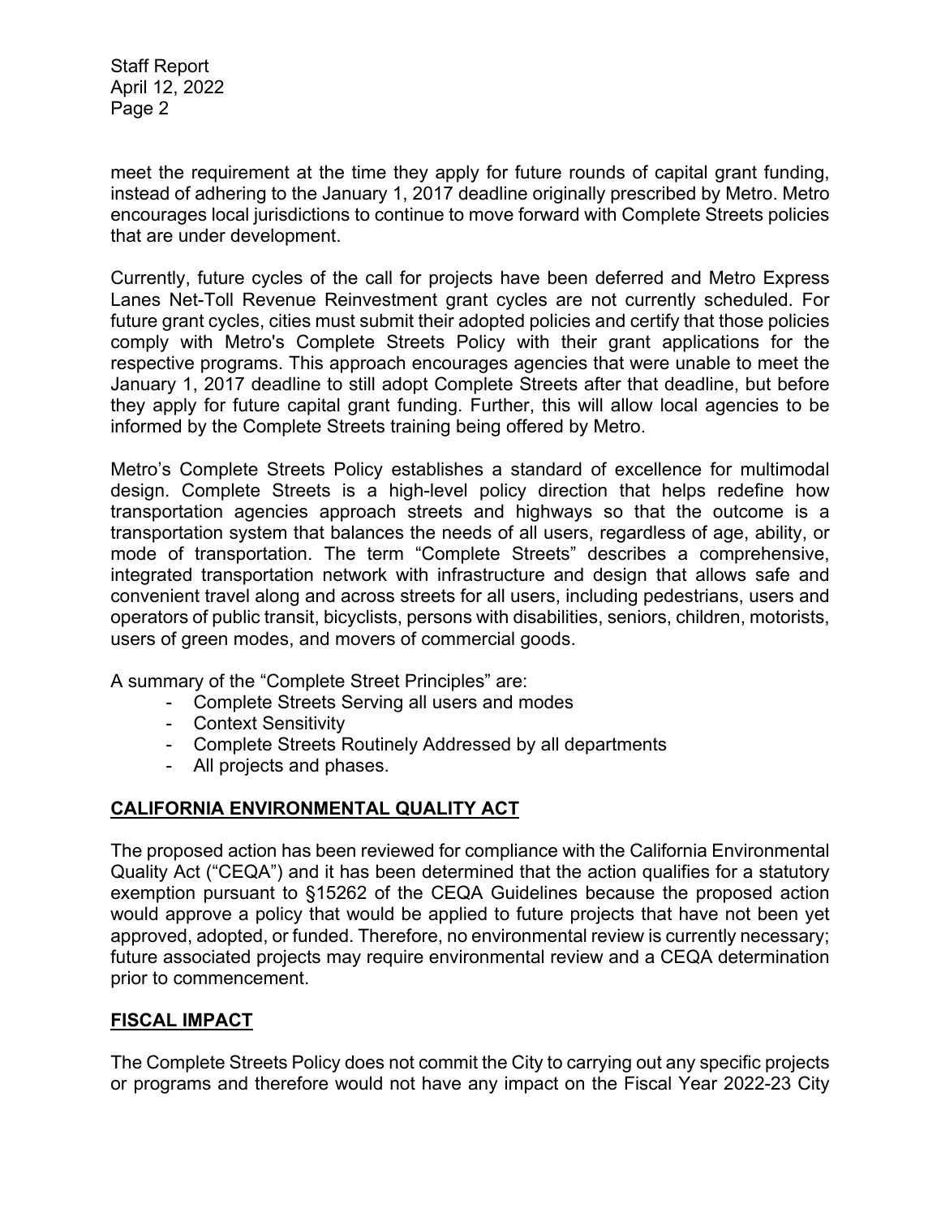meet the requirement at the time they apply for future rounds of capital grant funding, instead of adhering to the January 1, 2017 deadline originally prescribed by Metro. Metro encourages local jurisdictions to continue to move forward with Complete Streets policies that are under development.

Currently, future cycles of the call for projects have been deferred and Metro Express Lanes Net-Toll Revenue Reinvestment grant cycles are not currently scheduled. For future grant cycles, cities must submit their adopted policies and certify that those policies comply with Metro's Complete Streets Policy with their grant applications for the respective programs. This approach encourages agencies that were unable to meet the January 1, 2017 deadline to still adopt Complete Streets after that deadline, but before they apply for future capital grant funding. Further, this will allow local agencies to be informed by the Complete Streets training being offered by Metro.

Metro's Complete Streets Policy establishes a standard of excellence for multimodal design. Complete Streets is a high-level policy direction that helps redefine how transportation agencies approach streets and highways so that the outcome is a transportation system that balances the needs of all users, regardless of age, ability, or mode of transportation. The term "Complete Streets" describes a comprehensive, integrated transportation network with infrastructure and design that allows safe and convenient travel along and across streets for all users, including pedestrians, users and operators of public transit, bicyclists, persons with disabilities, seniors, children, motorists, users of green modes, and movers of commercial goods.

A summary of the "Complete Street Principles" are:

- Complete Streets Serving all users and modes
- Context Sensitivity
- Complete Streets Routinely Addressed by all departments
- All projects and phases.

## CALIFORNIA ENVIRONMENTAL QUALITY ACT

The proposed action has been reviewed for compliance with the California Environmental Quality Act ("CEQA") and it has been determined that the action qualifies for a statutory exemption pursuant to §15262 of the CEQA Guidelines because the proposed action would approve a policy that would be applied to future projects that have not been yet approved, adopted, or funded. Therefore, no environmental review is currently necessary; future associated projects may require environmental review and a CEQA determination prior to commencement.

## FISCAL IMPACT

The Complete Streets Policy does not commit the City to carrying out any specific projects or programs and therefore would not have any impact on the Fiscal Year 2022-23 City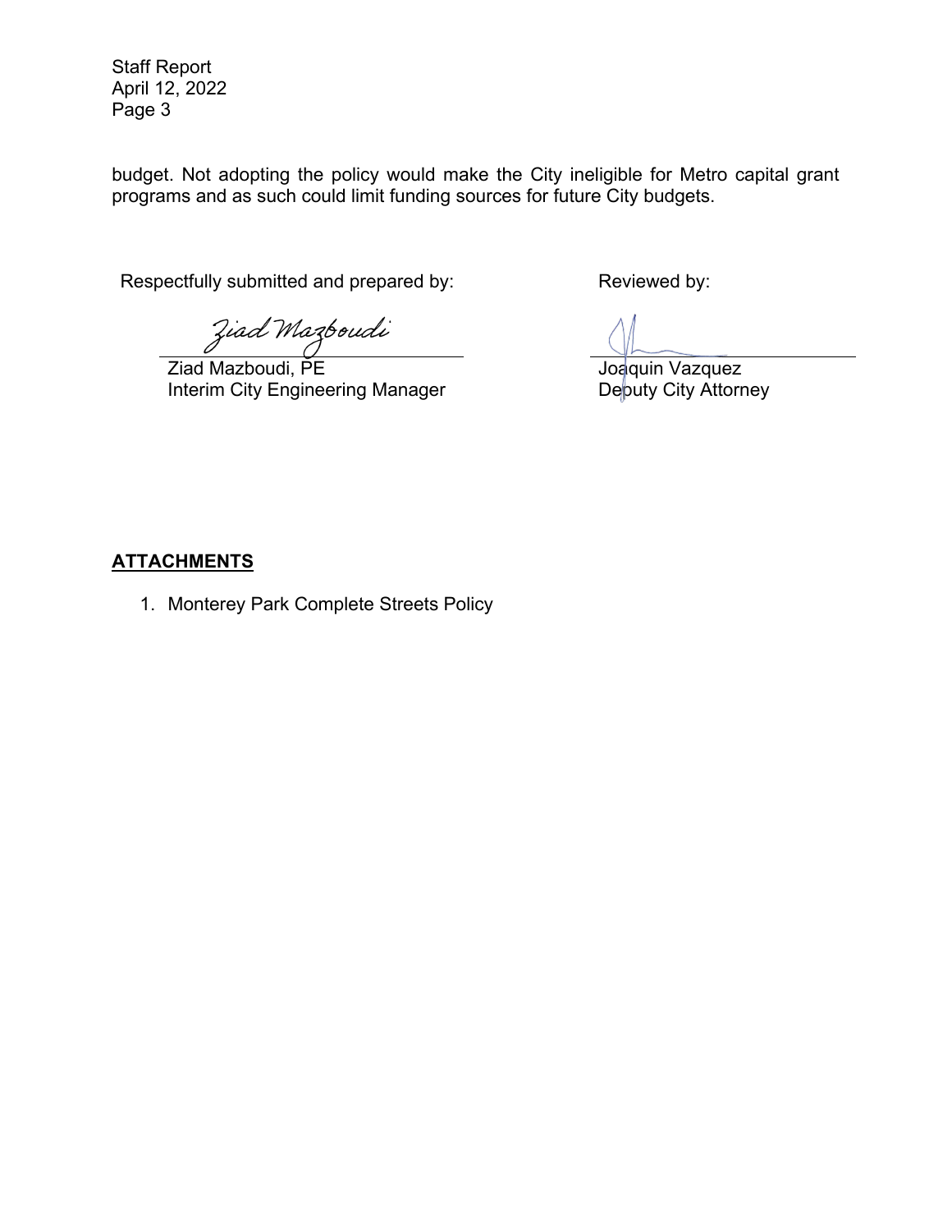budget. Not adopting the policy would make the City ineligible for Metro capital grant programs and as such could limit funding sources for future City budgets.

Respectfully submitted and prepared by:

Ziad Mazboudi, PE
Interim City Engineering Manager

Reviewed by:

Joaquin Vazquez
Deputy City Attorney

## **ATTACHMENTS**

1. Monterey Park Complete Streets Policy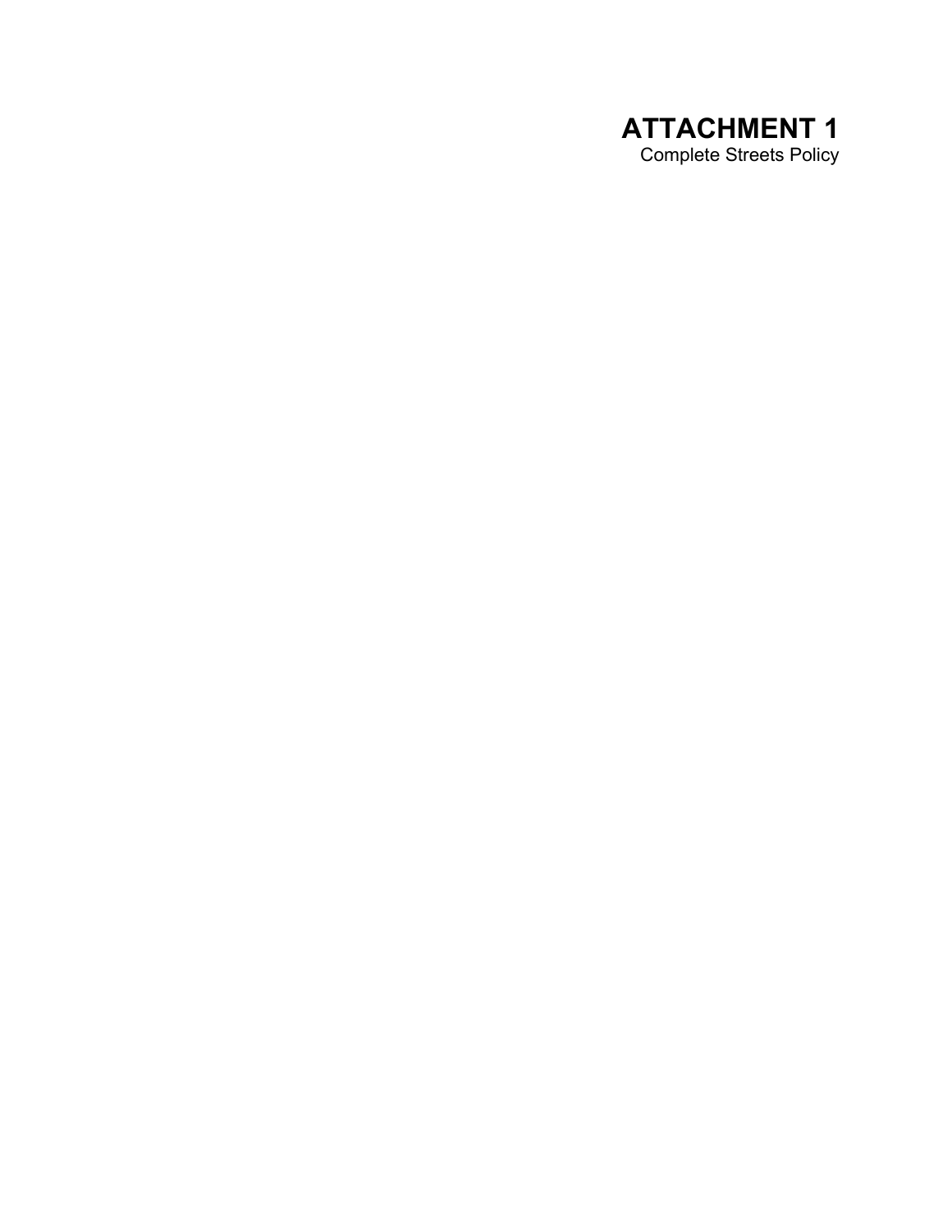# ATTACHMENT 1

Complete Streets Policy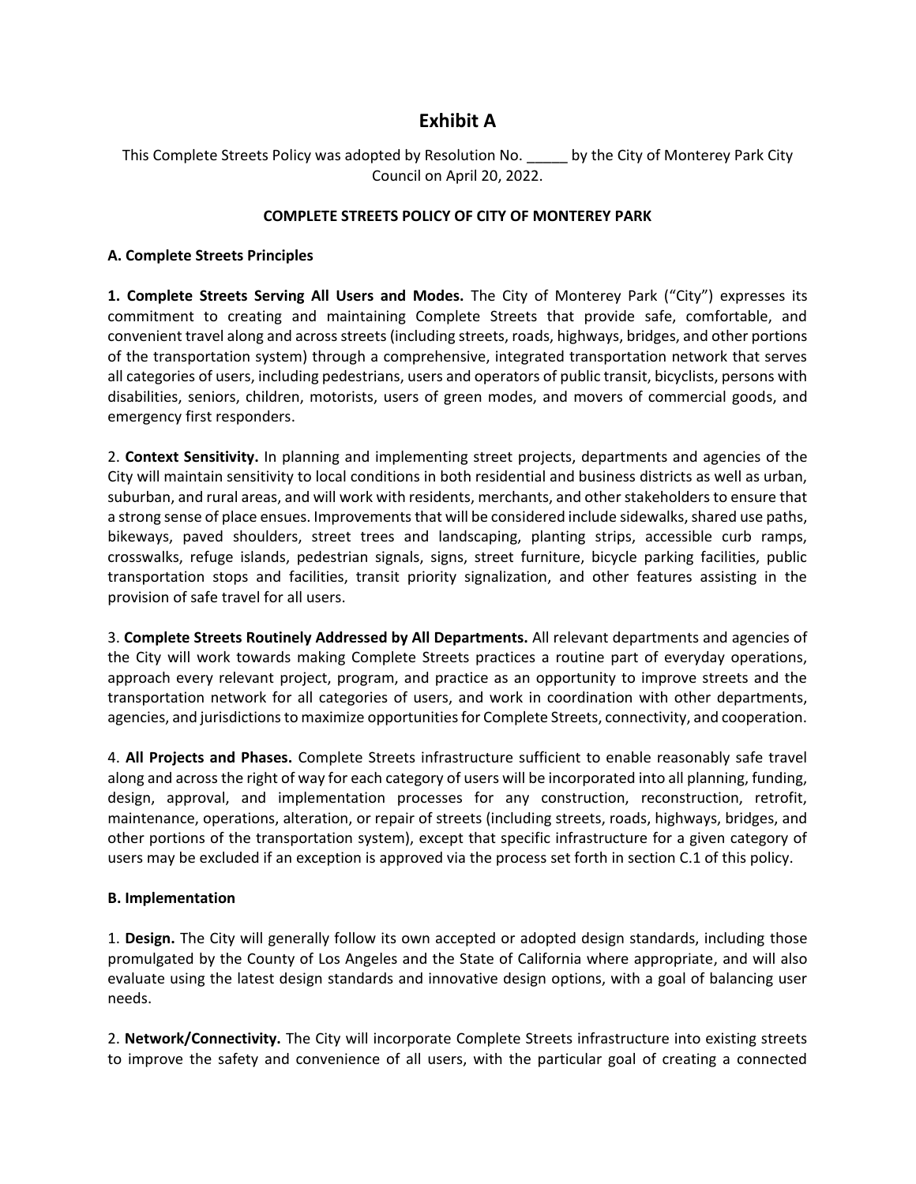# Exhibit A

This Complete Streets Policy was adopted by Resolution No. _____ by the City of Monterey Park City Council on April 20, 2022.

**COMPLETE STREETS POLICY OF CITY OF MONTEREY PARK**

**A. Complete Streets Principles**

**1. Complete Streets Serving All Users and Modes.** The City of Monterey Park ("City") expresses its commitment to creating and maintaining Complete Streets that provide safe, comfortable, and convenient travel along and across streets (including streets, roads, highways, bridges, and other portions of the transportation system) through a comprehensive, integrated transportation network that serves all categories of users, including pedestrians, users and operators of public transit, bicyclists, persons with disabilities, seniors, children, motorists, users of green modes, and movers of commercial goods, and emergency first responders.

2. **Context Sensitivity.** In planning and implementing street projects, departments and agencies of the City will maintain sensitivity to local conditions in both residential and business districts as well as urban, suburban, and rural areas, and will work with residents, merchants, and other stakeholders to ensure that a strong sense of place ensues. Improvements that will be considered include sidewalks, shared use paths, bikeways, paved shoulders, street trees and landscaping, planting strips, accessible curb ramps, crosswalks, refuge islands, pedestrian signals, signs, street furniture, bicycle parking facilities, public transportation stops and facilities, transit priority signalization, and other features assisting in the provision of safe travel for all users.

3. **Complete Streets Routinely Addressed by All Departments.** All relevant departments and agencies of the City will work towards making Complete Streets practices a routine part of everyday operations, approach every relevant project, program, and practice as an opportunity to improve streets and the transportation network for all categories of users, and work in coordination with other departments, agencies, and jurisdictions to maximize opportunities for Complete Streets, connectivity, and cooperation.

4. **All Projects and Phases.** Complete Streets infrastructure sufficient to enable reasonably safe travel along and across the right of way for each category of users will be incorporated into all planning, funding, design, approval, and implementation processes for any construction, reconstruction, retrofit, maintenance, operations, alteration, or repair of streets (including streets, roads, highways, bridges, and other portions of the transportation system), except that specific infrastructure for a given category of users may be excluded if an exception is approved via the process set forth in section C.1 of this policy.

**B. Implementation**

1. **Design.** The City will generally follow its own accepted or adopted design standards, including those promulgated by the County of Los Angeles and the State of California where appropriate, and will also evaluate using the latest design standards and innovative design options, with a goal of balancing user needs.

2. **Network/Connectivity.** The City will incorporate Complete Streets infrastructure into existing streets to improve the safety and convenience of all users, with the particular goal of creating a connected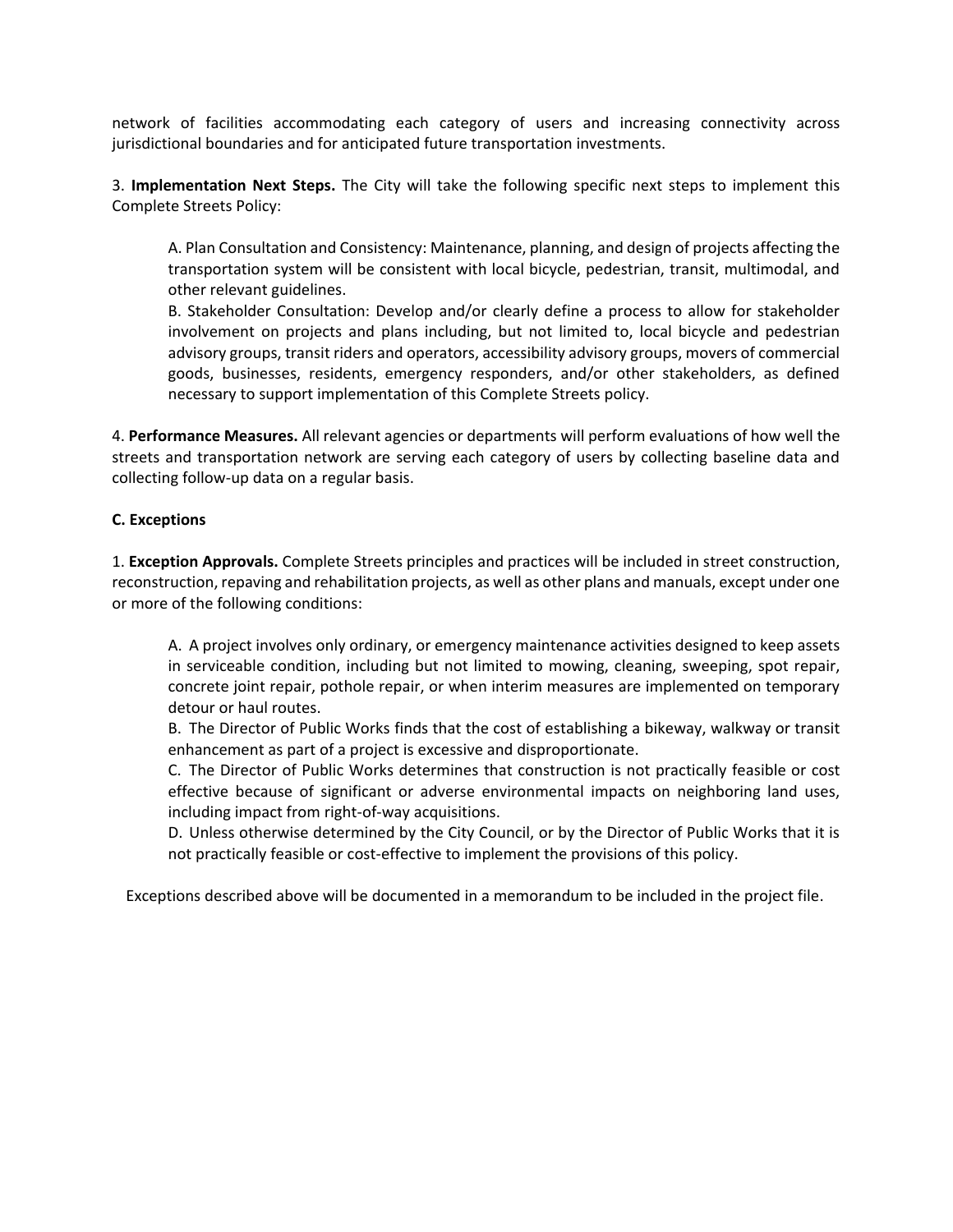network of facilities accommodating each category of users and increasing connectivity across jurisdictional boundaries and for anticipated future transportation investments.

3. **Implementation Next Steps.** The City will take the following specific next steps to implement this Complete Streets Policy:

A. Plan Consultation and Consistency: Maintenance, planning, and design of projects affecting the transportation system will be consistent with local bicycle, pedestrian, transit, multimodal, and other relevant guidelines.
B. Stakeholder Consultation: Develop and/or clearly define a process to allow for stakeholder involvement on projects and plans including, but not limited to, local bicycle and pedestrian advisory groups, transit riders and operators, accessibility advisory groups, movers of commercial goods, businesses, residents, emergency responders, and/or other stakeholders, as defined necessary to support implementation of this Complete Streets policy.

4. **Performance Measures.** All relevant agencies or departments will perform evaluations of how well the streets and transportation network are serving each category of users by collecting baseline data and collecting follow-up data on a regular basis.

**C. Exceptions**

1. **Exception Approvals.** Complete Streets principles and practices will be included in street construction, reconstruction, repaving and rehabilitation projects, as well as other plans and manuals, except under one or more of the following conditions:

A. A project involves only ordinary, or emergency maintenance activities designed to keep assets in serviceable condition, including but not limited to mowing, cleaning, sweeping, spot repair, concrete joint repair, pothole repair, or when interim measures are implemented on temporary detour or haul routes.
B. The Director of Public Works finds that the cost of establishing a bikeway, walkway or transit enhancement as part of a project is excessive and disproportionate.
C. The Director of Public Works determines that construction is not practically feasible or cost effective because of significant or adverse environmental impacts on neighboring land uses, including impact from right-of-way acquisitions.
D. Unless otherwise determined by the City Council, or by the Director of Public Works that it is not practically feasible or cost-effective to implement the provisions of this policy.

Exceptions described above will be documented in a memorandum to be included in the project file.